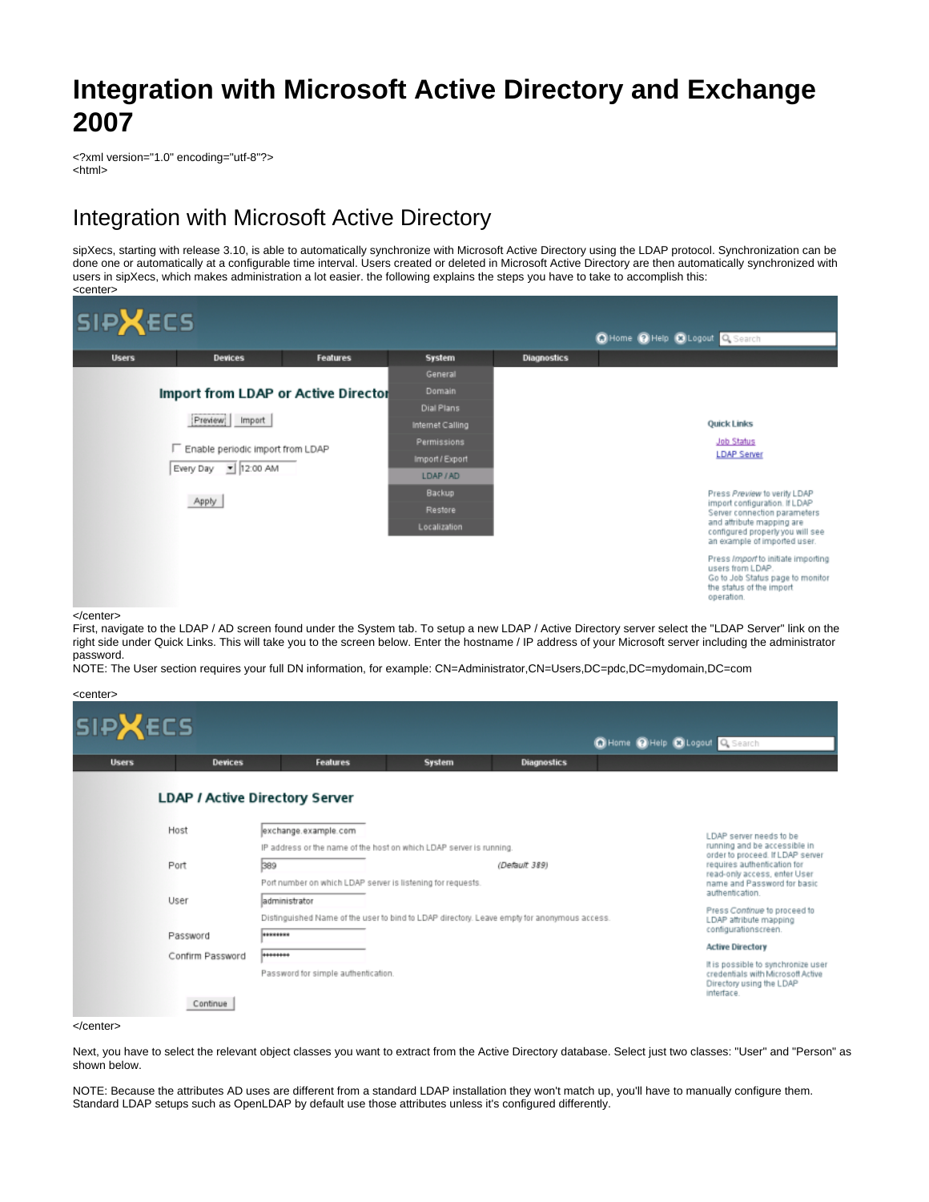# Integration with Microsoft Active Directory and Exchange 2007

<?xml version="1.0" encoding="utf-8"?>
<html>

## Integration with Microsoft Active Directory

sipXecs, starting with release 3.10, is able to automatically synchronize with Microsoft Active Directory using the LDAP protocol. Synchronization can be done one or automatically at a configurable time interval. Users created or deleted in Microsoft Active Directory are then automatically synchronized with users in sipXecs, which makes administration a lot easier. the following explains the steps you have to take to accomplish this:
<center>

</center>
First, navigate to the LDAP / AD screen found under the System tab. To setup a new LDAP / Active Directory server select the "LDAP Server" link on the right side under Quick Links. This will take you to the screen below. Enter the hostname / IP address of your Microsoft server including the administrator password.
NOTE: The User section requires your full DN information, for example: CN=Administrator,CN=Users,DC=pdc,DC=mydomain,DC=com

<center>

</center>

Next, you have to select the relevant object classes you want to extract from the Active Directory database. Select just two classes: "User" and "Person" as shown below.

NOTE: Because the attributes AD uses are different from a standard LDAP installation they won't match up, you'll have to manually configure them. Standard LDAP setups such as OpenLDAP by default use those attributes unless it's configured differently.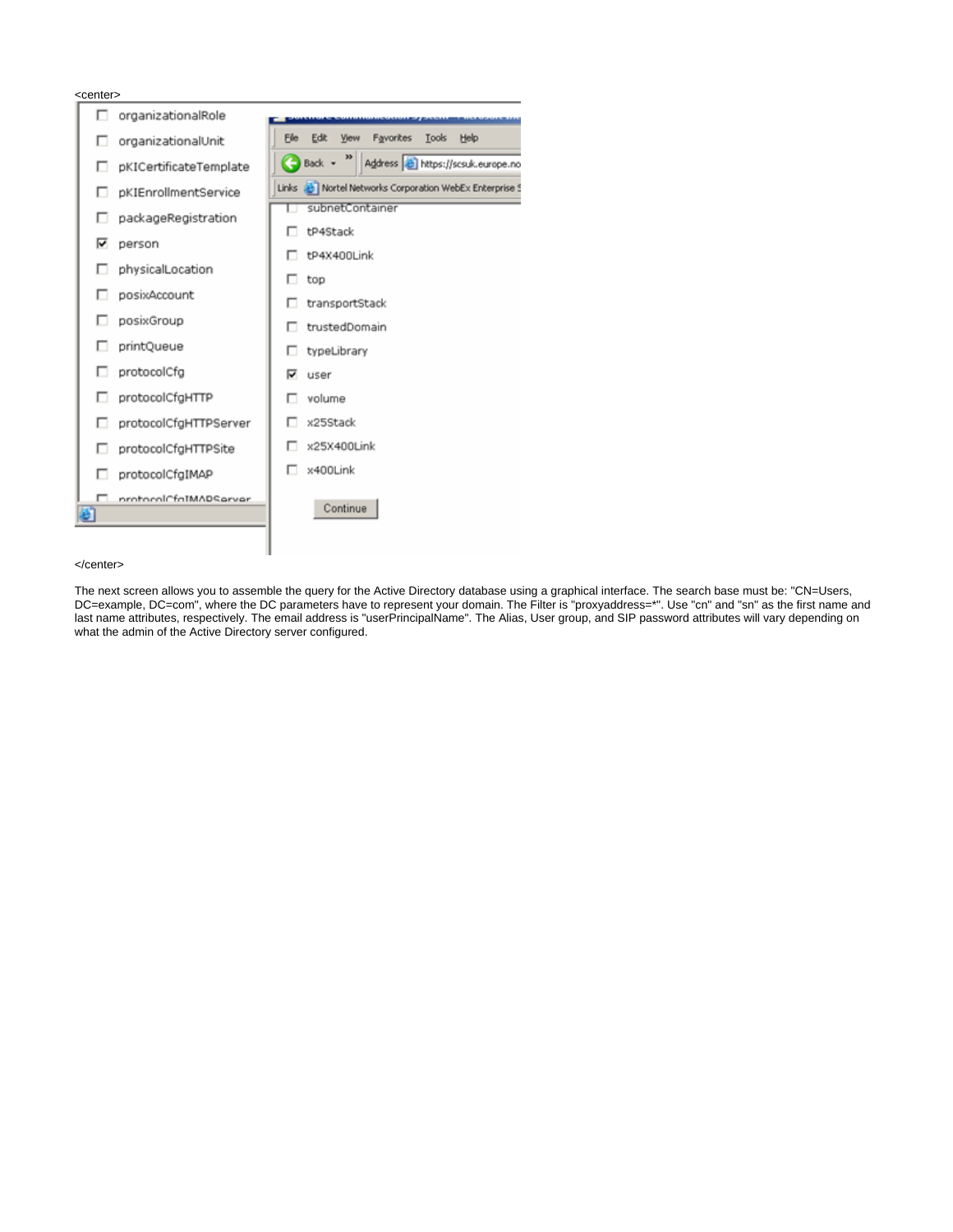<center>

</center>

The next screen allows you to assemble the query for the Active Directory database using a graphical interface. The search base must be: "CN=Users, DC=example, DC=com", where the DC parameters have to represent your domain. The Filter is "proxyaddress=*". Use "cn" and "sn" as the first name and last name attributes, respectively. The email address is "userPrincipalName". The Alias, User group, and SIP password attributes will vary depending on what the admin of the Active Directory server configured.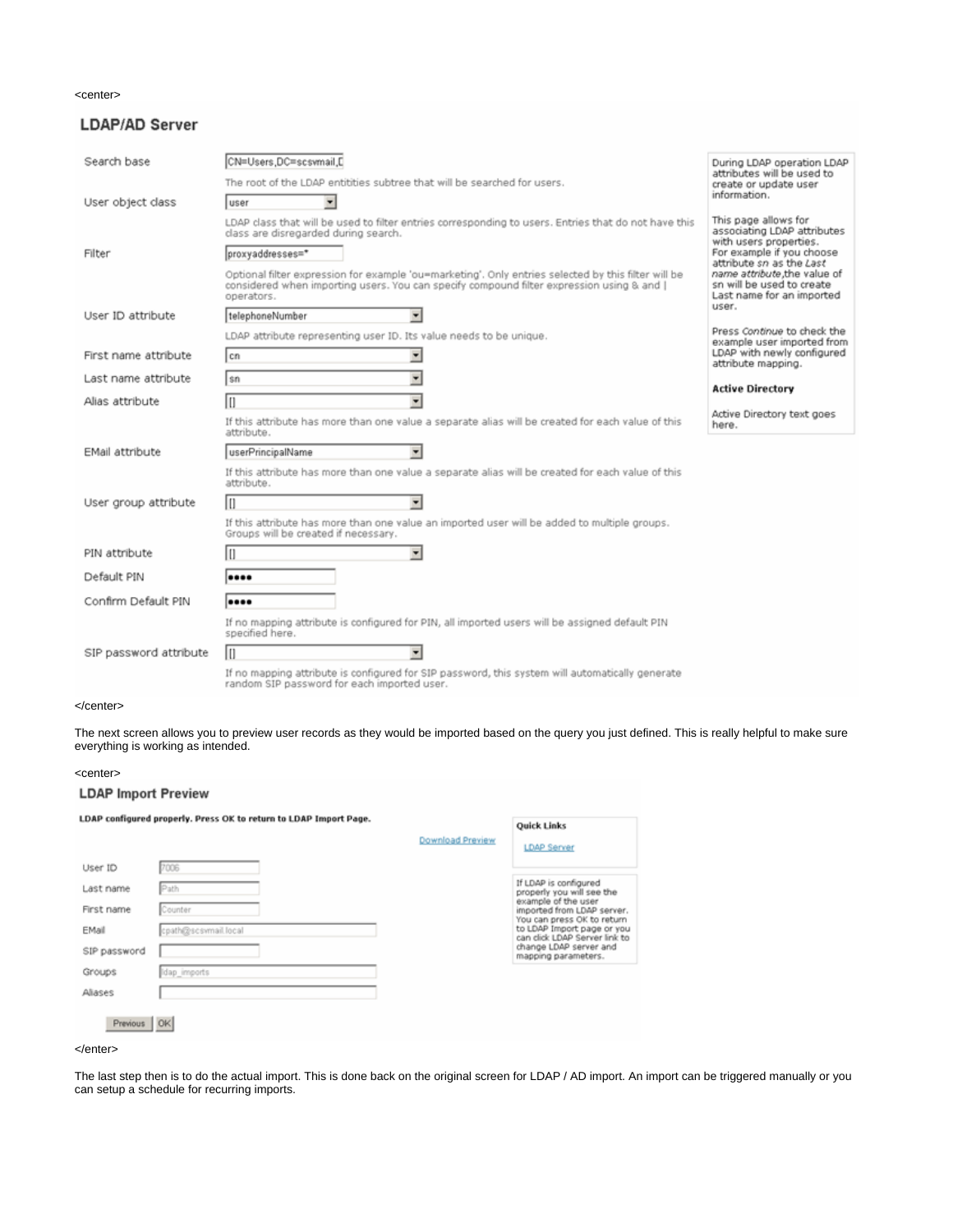<center>

## LDAP/AD Server

| | | |
|---|---|---|
| Search base | CN=Users,DC=scsvmail,D | During LDAP operation LDAP attributes will be used to create or update user information. |
| | The root of the LDAP entitities subtree that will be searched for users. | This page allows for associating LDAP attributes with users properties. For example if you choose attribute *sn* as the *Last name attribute*,the value of sn will be used to create Last name for an imported user. |
| User object class | user | Press *Continue* to check the example user imported from LDAP with newly configured attribute mapping. |
| | LDAP class that will be used to filter entries corresponding to users. Entries that do not have this class are disregarded during search. | **Active Directory** |
| Filter | proxyaddresses=* | Active Directory text goes here. |
| | Optional filter expression for example 'ou=marketing'. Only entries selected by this filter will be considered when importing users. You can specify compound filter expression using & and \| operators. | |
| User ID attribute | telephoneNumber | |
| | LDAP attribute representing user ID. Its value needs to be unique. | |
| First name attribute | cn | |
| Last name attribute | sn | |
| Alias attribute | [] | |
| | If this attribute has more than one value a separate alias will be created for each value of this attribute. | |
| EMail attribute | userPrincipalName | |
| | If this attribute has more than one value a separate alias will be created for each value of this attribute. | |
| User group attribute | [] | |
| | If this attribute has more than one value an imported user will be added to multiple groups. Groups will be created if necessary. | |
| PIN attribute | [] | |
| Default PIN | •••• | |
| Confirm Default PIN | •••• | |
| | If no mapping attribute is configured for PIN, all imported users will be assigned default PIN specified here. | |
| SIP password attribute | [] | |
| | If no mapping attribute is configured for SIP password, this system will automatically generate random SIP password for each imported user. | |

</center>

The next screen allows you to preview user records as they would be imported based on the query you just defined. This is really helpful to make sure everything is working as intended.

<center>

## LDAP Import Preview

**LDAP configured properly. Press OK to return to LDAP Import Page.**

Download Preview

| | |
|---|---|
| User ID | 7006 |
| Last name | Path |
| First name | Counter |
| EMail | cpath@scsvmail.local |
| SIP password | |
| Groups | ldap_imports |
| Aliases | |

Previous | OK

**Quick Links**

LDAP Server

If LDAP is configured properly you will see the example of the user imported from LDAP server. You can press OK to return to LDAP Import page or you can click LDAP Server link to change LDAP server and mapping parameters.

</enter>

The last step then is to do the actual import. This is done back on the original screen for LDAP / AD import. An import can be triggered manually or you can setup a schedule for recurring imports.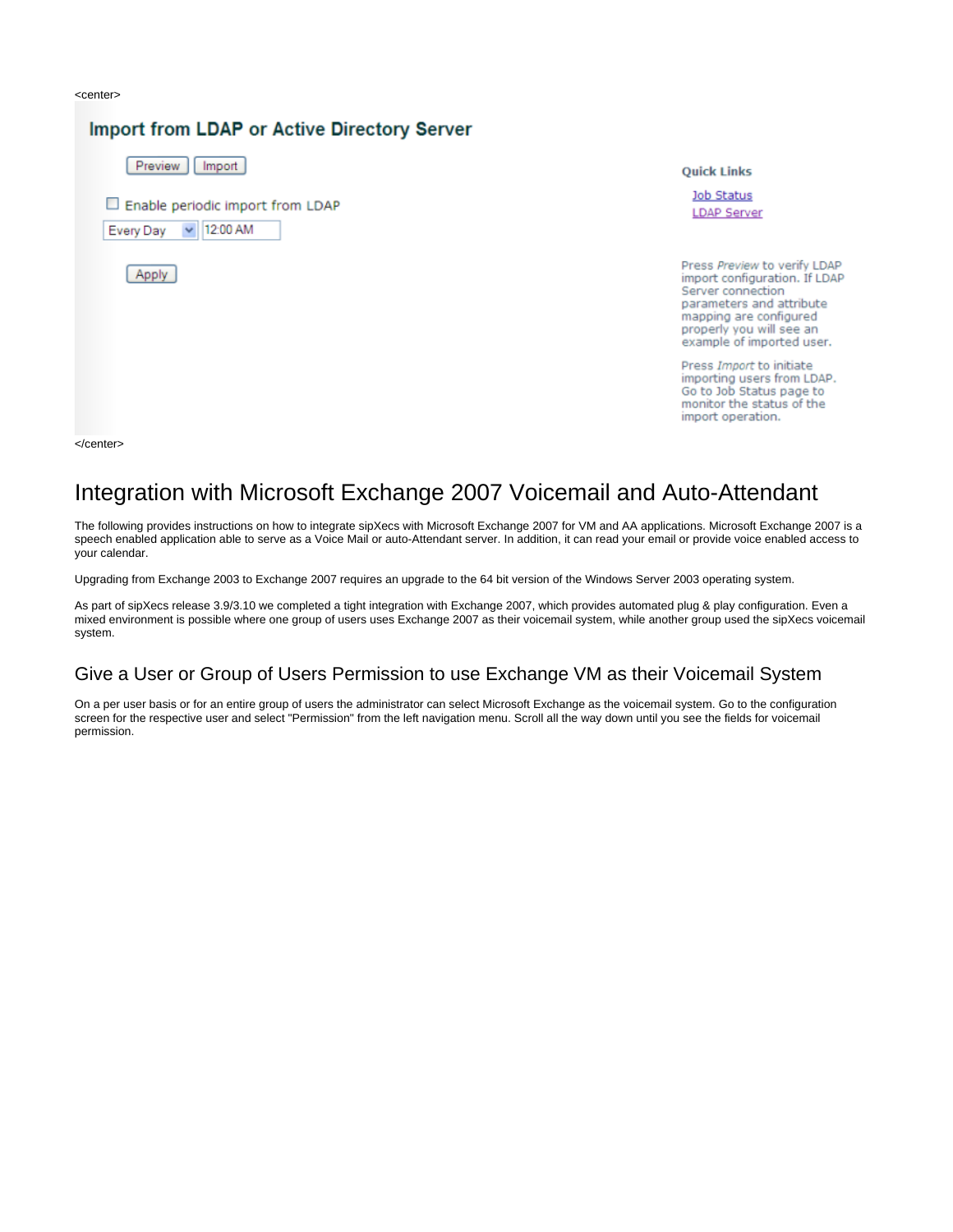<center>

## Import from LDAP or Active Directory Server

Preview Import

☐ Enable periodic import from LDAP

Every Day 12:00 AM

Apply

**Quick Links**

Job Status
LDAP Server

Press *Preview* to verify LDAP import configuration. If LDAP Server connection parameters and attribute mapping are configured properly you will see an example of imported user.

Press *Import* to initiate importing users from LDAP. Go to Job Status page to monitor the status of the import operation.

</center>

# Integration with Microsoft Exchange 2007 Voicemail and Auto-Attendant

The following provides instructions on how to integrate sipXecs with Microsoft Exchange 2007 for VM and AA applications. Microsoft Exchange 2007 is a speech enabled application able to serve as a Voice Mail or auto-Attendant server. In addition, it can read your email or provide voice enabled access to your calendar.

Upgrading from Exchange 2003 to Exchange 2007 requires an upgrade to the 64 bit version of the Windows Server 2003 operating system.

As part of sipXecs release 3.9/3.10 we completed a tight integration with Exchange 2007, which provides automated plug & play configuration. Even a mixed environment is possible where one group of users uses Exchange 2007 as their voicemail system, while another group used the sipXecs voicemail system.

## Give a User or Group of Users Permission to use Exchange VM as their Voicemail System

On a per user basis or for an entire group of users the administrator can select Microsoft Exchange as the voicemail system. Go to the configuration screen for the respective user and select "Permission" from the left navigation menu. Scroll all the way down until you see the fields for voicemail permission.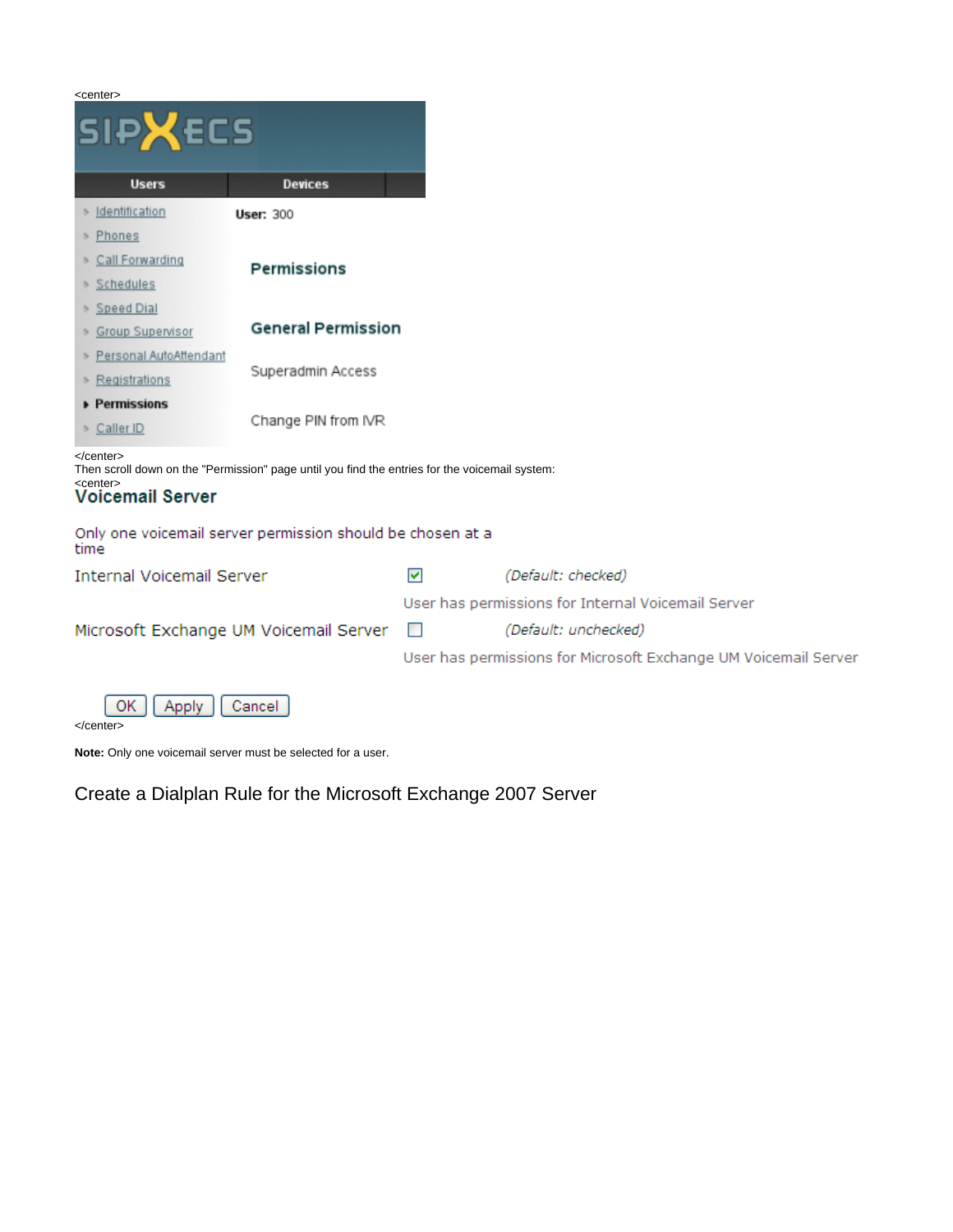<center>

SIPXECS

| Users | Devices |
| --- | --- |

- Identification
- Phones
- Call Forwarding
- Schedules
- Speed Dial
- Group Supervisor
- Personal AutoAttendant
- Registrations
- **Permissions**
- Caller ID

**User:** 300

Permissions

General Permission

Superadmin Access

Change PIN from IVR

</center>

Then scroll down on the "Permission" page until you find the entries for the voicemail system:

<center>

**Voicemail Server**

Only one voicemail server permission should be chosen at a time

| | | |
| --- | --- | --- |
| Internal Voicemail Server | ☑ | *(Default: checked)* |
| | User has permissions for Internal Voicemail Server | |
| Microsoft Exchange UM Voicemail Server | ☐ | *(Default: unchecked)* |
| | User has permissions for Microsoft Exchange UM Voicemail Server | |

[OK] [Apply] [Cancel]

</center>

**Note:** Only one voicemail server must be selected for a user.

## Create a Dialplan Rule for the Microsoft Exchange 2007 Server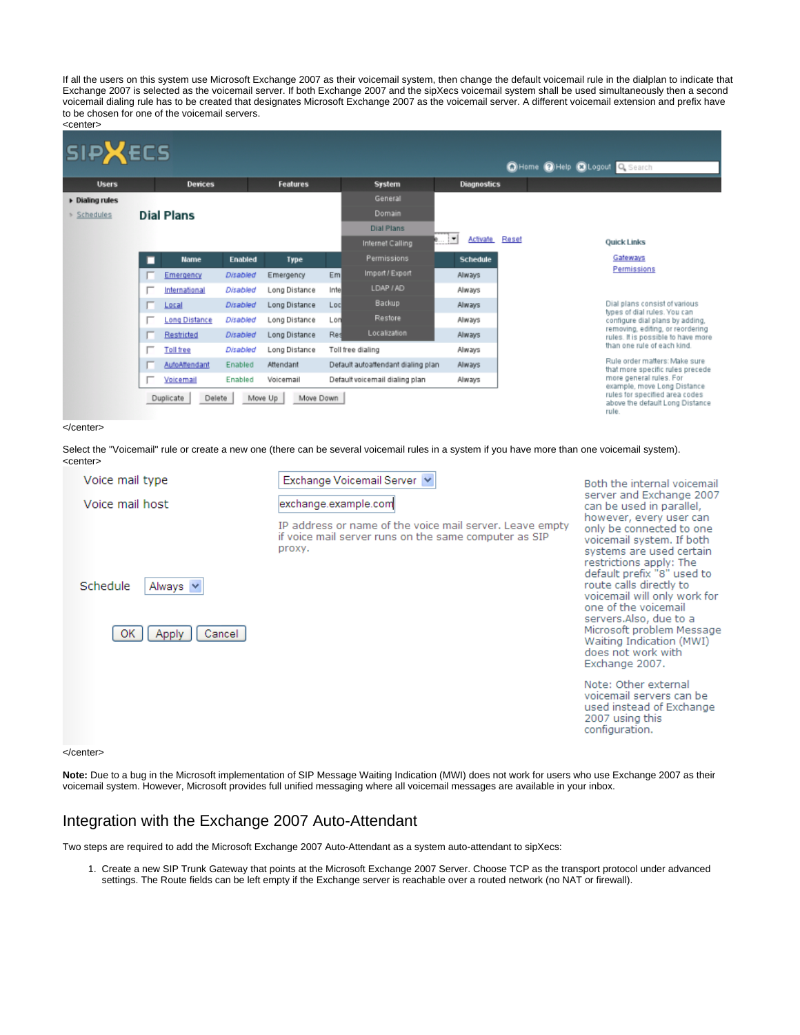If all the users on this system use Microsoft Exchange 2007 as their voicemail system, then change the default voicemail rule in the dialplan to indicate that Exchange 2007 is selected as the voicemail server. If both Exchange 2007 and the sipXecs voicemail system shall be used simultaneously then a second voicemail dialing rule has to be created that designates Microsoft Exchange 2007 as the voicemail server. A different voicemail extension and prefix have to be chosen for one of the voicemail servers.
<center>

</center>

Select the "Voicemail" rule or create a new one (there can be several voicemail rules in a system if you have more than one voicemail system).
<center>

</center>

**Note:** Due to a bug in the Microsoft implementation of SIP Message Waiting Indication (MWI) does not work for users who use Exchange 2007 as their voicemail system. However, Microsoft provides full unified messaging where all voicemail messages are available in your inbox.

## Integration with the Exchange 2007 Auto-Attendant

Two steps are required to add the Microsoft Exchange 2007 Auto-Attendant as a system auto-attendant to sipXecs:

1. Create a new SIP Trunk Gateway that points at the Microsoft Exchange 2007 Server. Choose TCP as the transport protocol under advanced settings. The Route fields can be left empty if the Exchange server is reachable over a routed network (no NAT or firewall).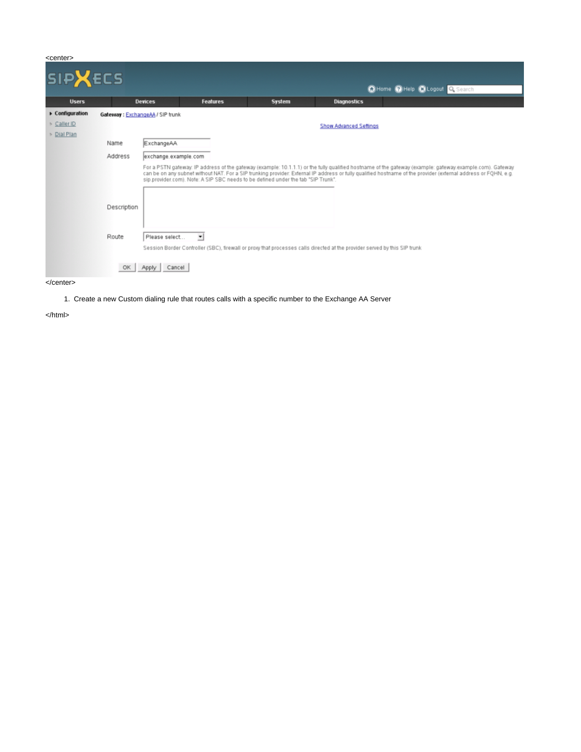<center>

</center>

1. Create a new Custom dialing rule that routes calls with a specific number to the Exchange AA Server

</html>